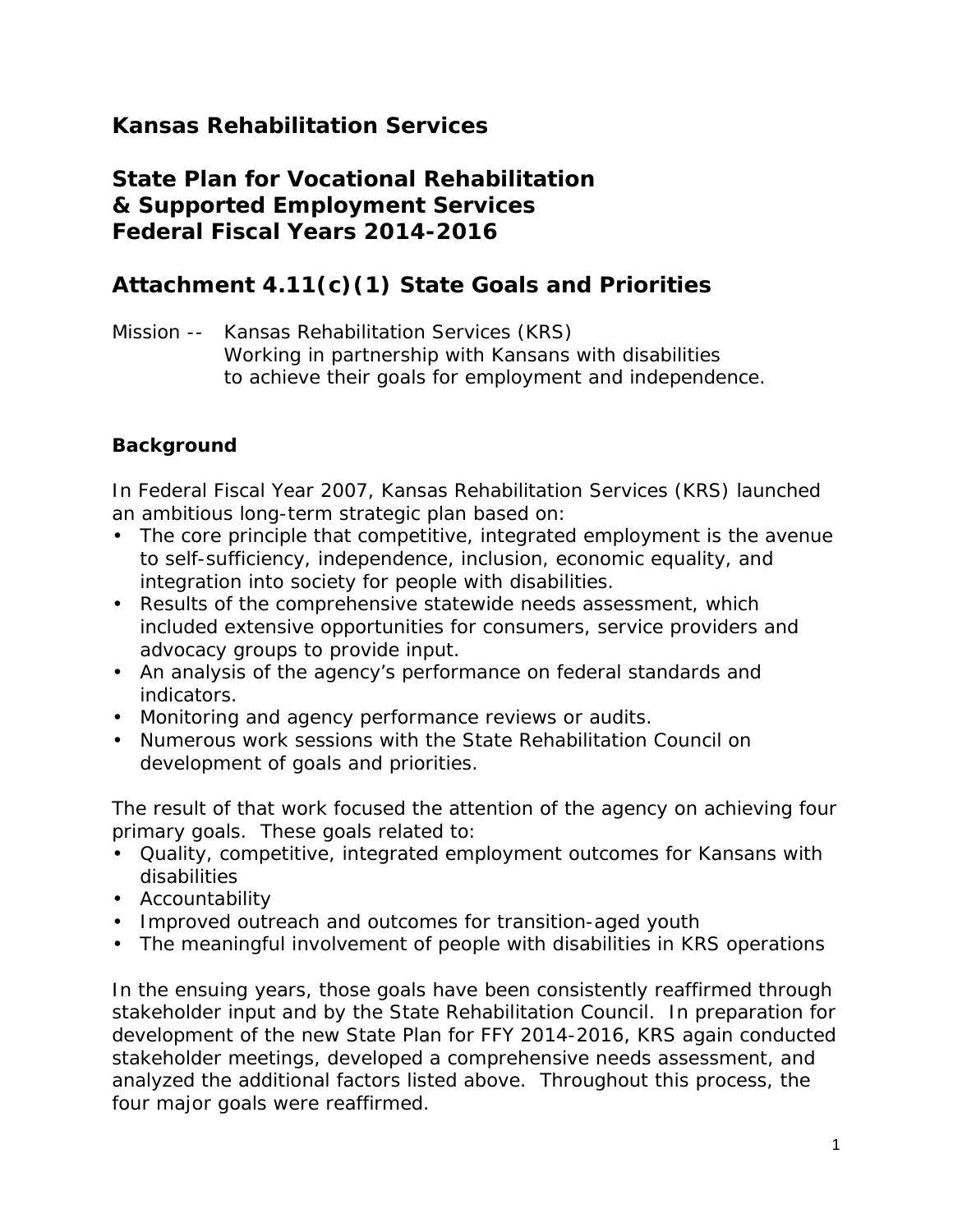# Kansas Rehabilitation Services

# State Plan for Vocational Rehabilitation & Supported Employment Services Federal Fiscal Years 2014-2016

## Attachment 4.11(c)(1) State Goals and Priorities

Mission -- Kansas Rehabilitation Services (KRS)
Working in partnership with Kansans with disabilities to achieve their goals for employment and independence.

### Background

In Federal Fiscal Year 2007, Kansas Rehabilitation Services (KRS) launched an ambitious long-term strategic plan based on:

- The core principle that competitive, integrated employment is the avenue to self-sufficiency, independence, inclusion, economic equality, and integration into society for people with disabilities.
- Results of the comprehensive statewide needs assessment, which included extensive opportunities for consumers, service providers and advocacy groups to provide input.
- An analysis of the agency's performance on federal standards and indicators.
- Monitoring and agency performance reviews or audits.
- Numerous work sessions with the State Rehabilitation Council on development of goals and priorities.

The result of that work focused the attention of the agency on achieving four primary goals. These goals related to:

- Quality, competitive, integrated employment outcomes for Kansans with disabilities
- Accountability
- Improved outreach and outcomes for transition-aged youth
- The meaningful involvement of people with disabilities in KRS operations

In the ensuing years, those goals have been consistently reaffirmed through stakeholder input and by the State Rehabilitation Council. In preparation for development of the new State Plan for FFY 2014-2016, KRS again conducted stakeholder meetings, developed a comprehensive needs assessment, and analyzed the additional factors listed above. Throughout this process, the four major goals were reaffirmed.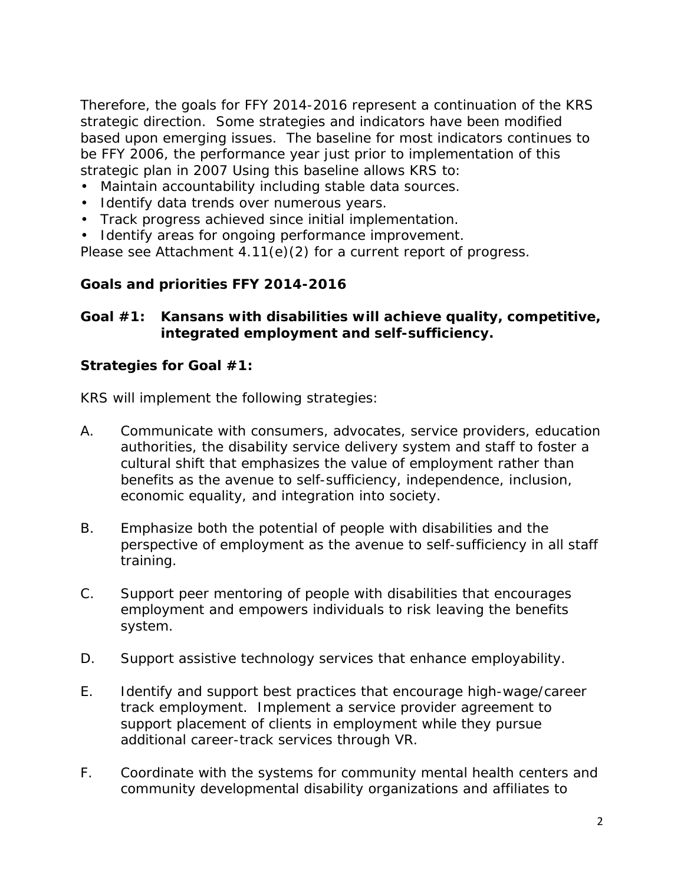Therefore, the goals for FFY 2014-2016 represent a continuation of the KRS strategic direction. Some strategies and indicators have been modified based upon emerging issues. The baseline for most indicators continues to be FFY 2006, the performance year just prior to implementation of this strategic plan in 2007 Using this baseline allows KRS to:

- Maintain accountability including stable data sources.
- Identify data trends over numerous years.
- Track progress achieved since initial implementation.
- Identify areas for ongoing performance improvement.

Please see Attachment 4.11(e)(2) for a current report of progress.

### Goals and priorities FFY 2014-2016

### Goal #1: Kansans with disabilities will achieve quality, competitive, integrated employment and self-sufficiency.

**Strategies for Goal #1:**

KRS will implement the following strategies:

A. Communicate with consumers, advocates, service providers, education authorities, the disability service delivery system and staff to foster a cultural shift that emphasizes the value of employment rather than benefits as the avenue to self-sufficiency, independence, inclusion, economic equality, and integration into society.

B. Emphasize both the potential of people with disabilities and the perspective of employment as the avenue to self-sufficiency in all staff training.

C. Support peer mentoring of people with disabilities that encourages employment and empowers individuals to risk leaving the benefits system.

D. Support assistive technology services that enhance employability.

E. Identify and support best practices that encourage high-wage/career track employment. Implement a service provider agreement to support placement of clients in employment while they pursue additional career-track services through VR.

F. Coordinate with the systems for community mental health centers and community developmental disability organizations and affiliates to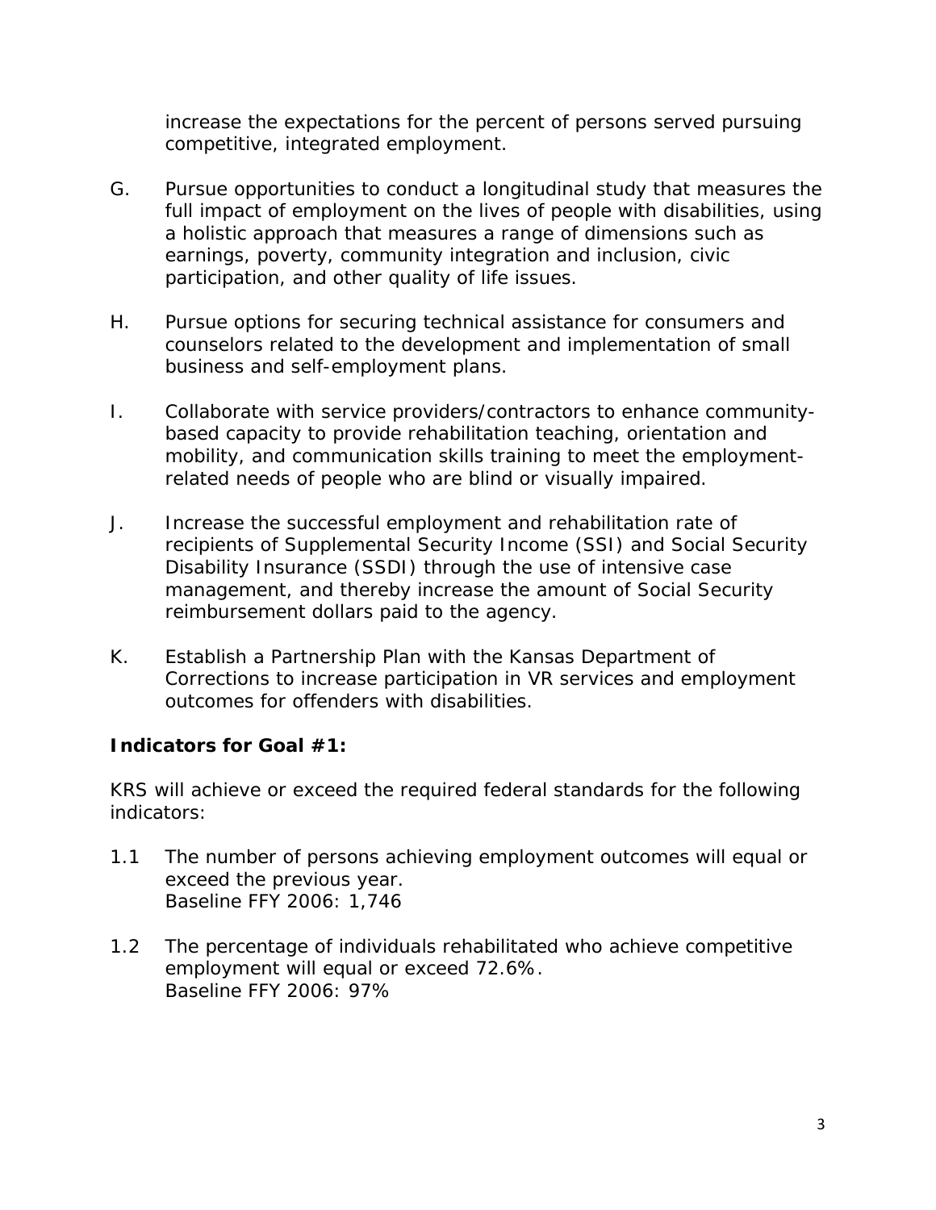increase the expectations for the percent of persons served pursuing competitive, integrated employment.

G. Pursue opportunities to conduct a longitudinal study that measures the full impact of employment on the lives of people with disabilities, using a holistic approach that measures a range of dimensions such as earnings, poverty, community integration and inclusion, civic participation, and other quality of life issues.

H. Pursue options for securing technical assistance for consumers and counselors related to the development and implementation of small business and self-employment plans.

I. Collaborate with service providers/contractors to enhance community-based capacity to provide rehabilitation teaching, orientation and mobility, and communication skills training to meet the employment-related needs of people who are blind or visually impaired.

J. Increase the successful employment and rehabilitation rate of recipients of Supplemental Security Income (SSI) and Social Security Disability Insurance (SSDI) through the use of intensive case management, and thereby increase the amount of Social Security reimbursement dollars paid to the agency.

K. Establish a Partnership Plan with the Kansas Department of Corrections to increase participation in VR services and employment outcomes for offenders with disabilities.

**Indicators for Goal #1:**

KRS will achieve or exceed the required federal standards for the following indicators:

1.1 The number of persons achieving employment outcomes will equal or exceed the previous year.
Baseline FFY 2006: 1,746

1.2 The percentage of individuals rehabilitated who achieve competitive employment will equal or exceed 72.6%.
Baseline FFY 2006: 97%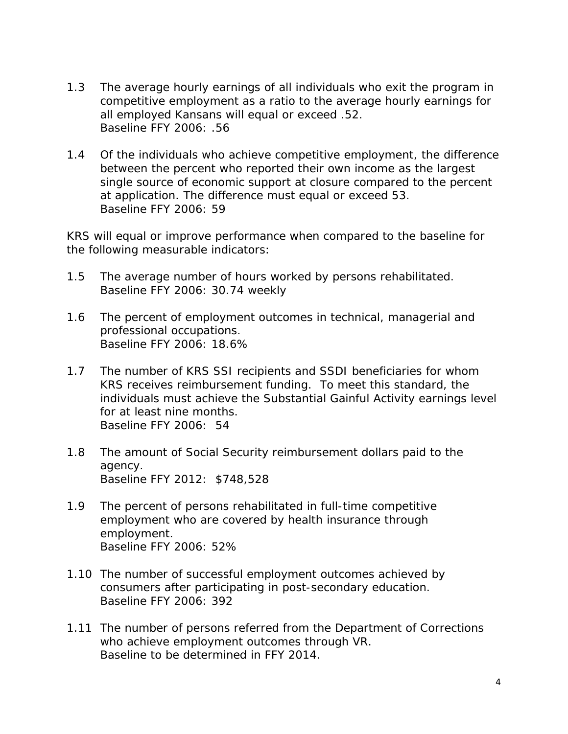1.3 The average hourly earnings of all individuals who exit the program in competitive employment as a ratio to the average hourly earnings for all employed Kansans will equal or exceed .52.
Baseline FFY 2006: .56

1.4 Of the individuals who achieve competitive employment, the difference between the percent who reported their own income as the largest single source of economic support at closure compared to the percent at application. The difference must equal or exceed 53.
Baseline FFY 2006: 59

KRS will equal or improve performance when compared to the baseline for the following measurable indicators:

1.5 The average number of hours worked by persons rehabilitated.
Baseline FFY 2006: 30.74 weekly

1.6 The percent of employment outcomes in technical, managerial and professional occupations.
Baseline FFY 2006: 18.6%

1.7 The number of KRS SSI recipients and SSDI beneficiaries for whom KRS receives reimbursement funding. To meet this standard, the individuals must achieve the Substantial Gainful Activity earnings level for at least nine months.
Baseline FFY 2006: 54

1.8 The amount of Social Security reimbursement dollars paid to the agency.
Baseline FFY 2012: $748,528

1.9 The percent of persons rehabilitated in full-time competitive employment who are covered by health insurance through employment.
Baseline FFY 2006: 52%

1.10 The number of successful employment outcomes achieved by consumers after participating in post-secondary education.
Baseline FFY 2006: 392

1.11 The number of persons referred from the Department of Corrections who achieve employment outcomes through VR.
Baseline to be determined in FFY 2014.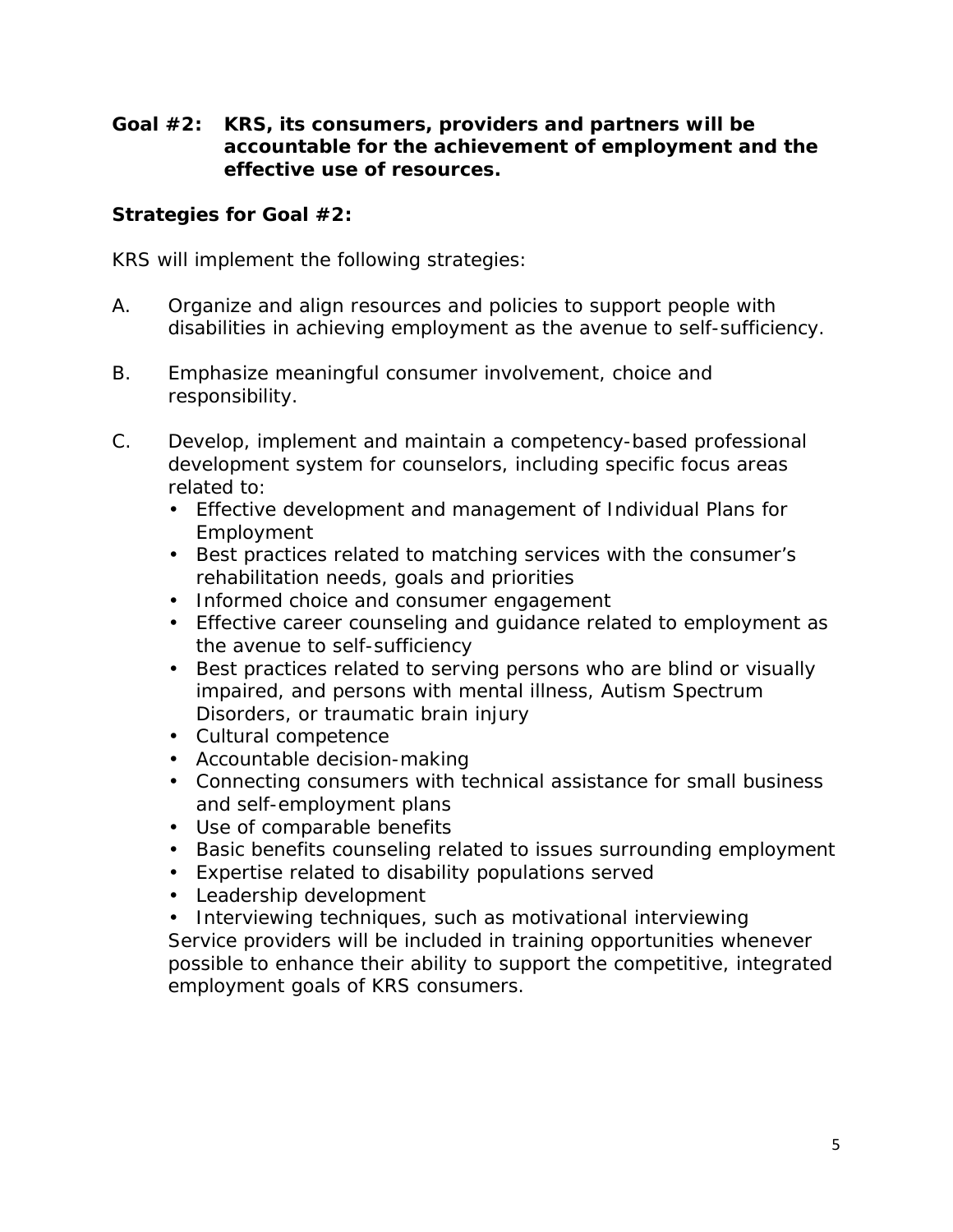**Goal #2: KRS, its consumers, providers and partners will be accountable for the achievement of employment and the effective use of resources.**

**Strategies for Goal #2:**

KRS will implement the following strategies:

A. Organize and align resources and policies to support people with disabilities in achieving employment as the avenue to self-sufficiency.

B. Emphasize meaningful consumer involvement, choice and responsibility.

C. Develop, implement and maintain a competency-based professional development system for counselors, including specific focus areas related to:
   - Effective development and management of Individual Plans for Employment
   - Best practices related to matching services with the consumer's rehabilitation needs, goals and priorities
   - Informed choice and consumer engagement
   - Effective career counseling and guidance related to employment as the avenue to self-sufficiency
   - Best practices related to serving persons who are blind or visually impaired, and persons with mental illness, Autism Spectrum Disorders, or traumatic brain injury
   - Cultural competence
   - Accountable decision-making
   - Connecting consumers with technical assistance for small business and self-employment plans
   - Use of comparable benefits
   - Basic benefits counseling related to issues surrounding employment
   - Expertise related to disability populations served
   - Leadership development
   - Interviewing techniques, such as motivational interviewing

   Service providers will be included in training opportunities whenever possible to enhance their ability to support the competitive, integrated employment goals of KRS consumers.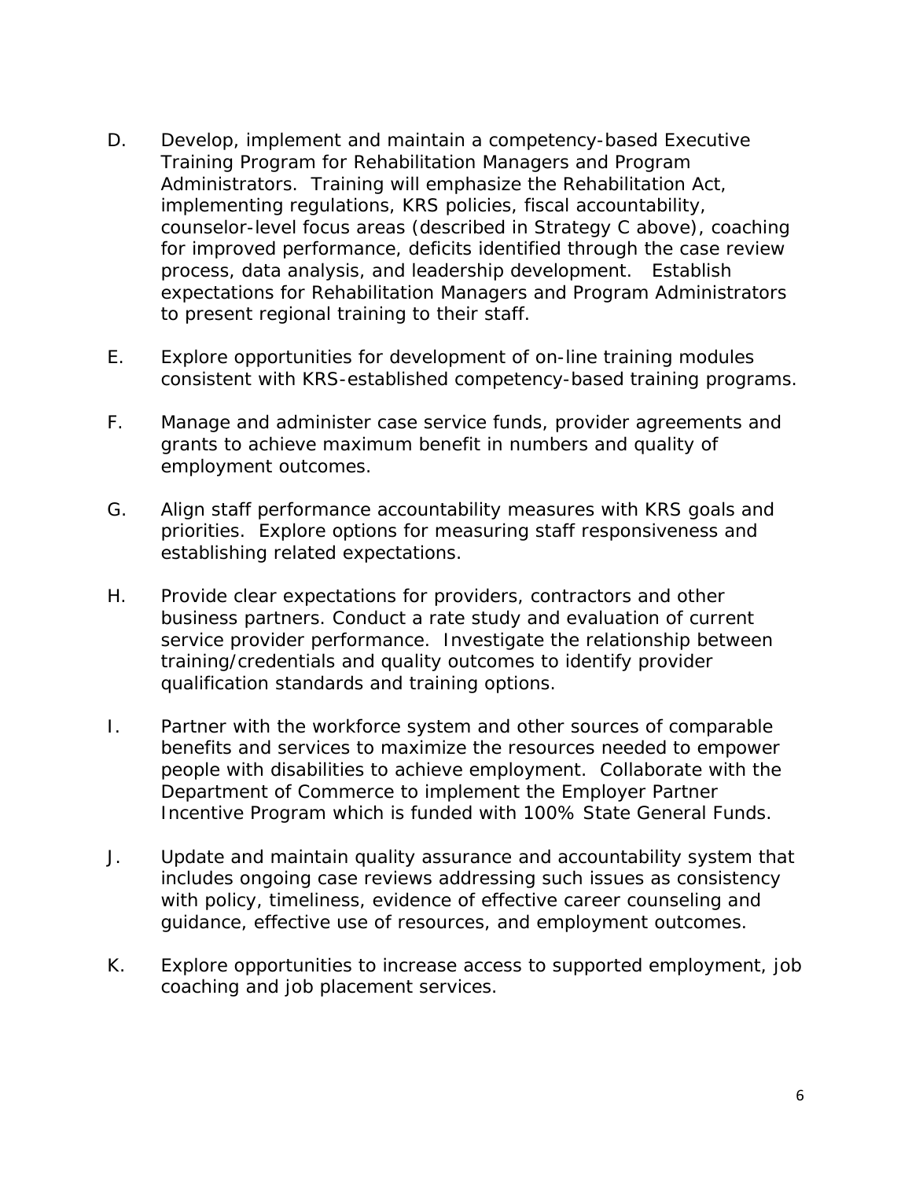D. Develop, implement and maintain a competency-based Executive Training Program for Rehabilitation Managers and Program Administrators. Training will emphasize the Rehabilitation Act, implementing regulations, KRS policies, fiscal accountability, counselor-level focus areas (described in Strategy C above), coaching for improved performance, deficits identified through the case review process, data analysis, and leadership development. Establish expectations for Rehabilitation Managers and Program Administrators to present regional training to their staff.

E. Explore opportunities for development of on-line training modules consistent with KRS-established competency-based training programs.

F. Manage and administer case service funds, provider agreements and grants to achieve maximum benefit in numbers and quality of employment outcomes.

G. Align staff performance accountability measures with KRS goals and priorities. Explore options for measuring staff responsiveness and establishing related expectations.

H. Provide clear expectations for providers, contractors and other business partners. Conduct a rate study and evaluation of current service provider performance. Investigate the relationship between training/credentials and quality outcomes to identify provider qualification standards and training options.

I. Partner with the workforce system and other sources of comparable benefits and services to maximize the resources needed to empower people with disabilities to achieve employment. Collaborate with the Department of Commerce to implement the Employer Partner Incentive Program which is funded with 100% State General Funds.

J. Update and maintain quality assurance and accountability system that includes ongoing case reviews addressing such issues as consistency with policy, timeliness, evidence of effective career counseling and guidance, effective use of resources, and employment outcomes.

K. Explore opportunities to increase access to supported employment, job coaching and job placement services.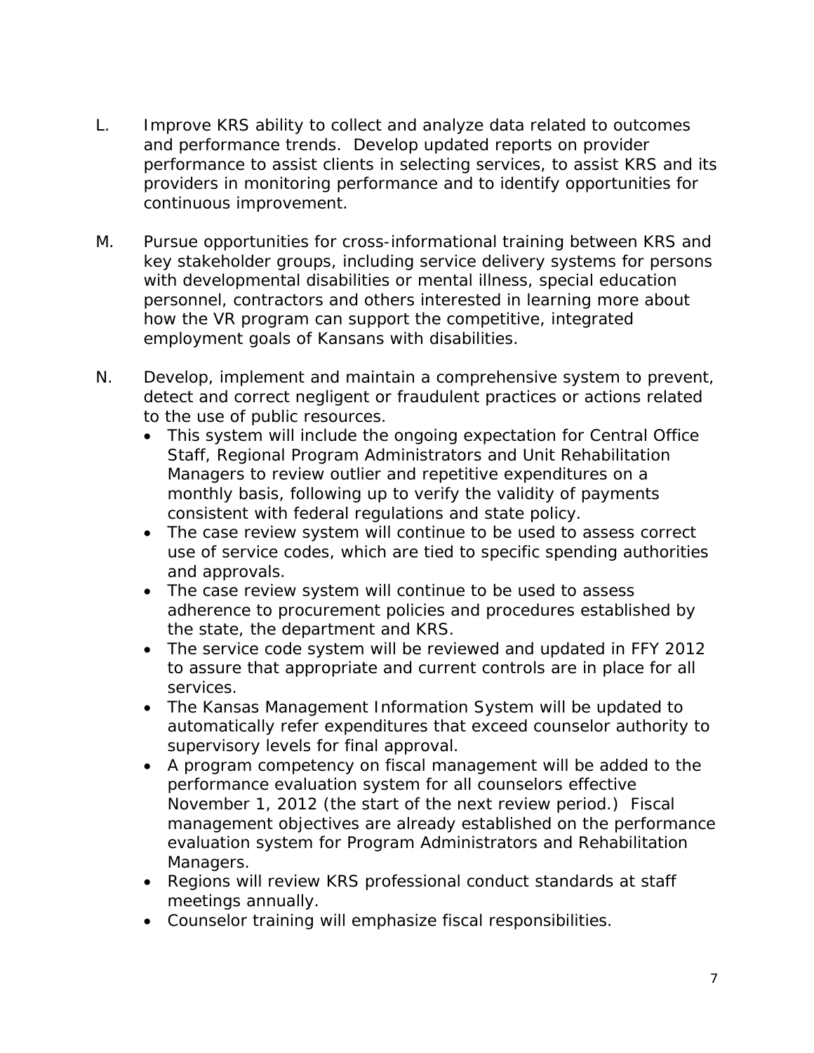L. Improve KRS ability to collect and analyze data related to outcomes and performance trends. Develop updated reports on provider performance to assist clients in selecting services, to assist KRS and its providers in monitoring performance and to identify opportunities for continuous improvement.

M. Pursue opportunities for cross-informational training between KRS and key stakeholder groups, including service delivery systems for persons with developmental disabilities or mental illness, special education personnel, contractors and others interested in learning more about how the VR program can support the competitive, integrated employment goals of Kansans with disabilities.

N. Develop, implement and maintain a comprehensive system to prevent, detect and correct negligent or fraudulent practices or actions related to the use of public resources.
   - This system will include the ongoing expectation for Central Office Staff, Regional Program Administrators and Unit Rehabilitation Managers to review outlier and repetitive expenditures on a monthly basis, following up to verify the validity of payments consistent with federal regulations and state policy.
   - The case review system will continue to be used to assess correct use of service codes, which are tied to specific spending authorities and approvals.
   - The case review system will continue to be used to assess adherence to procurement policies and procedures established by the state, the department and KRS.
   - The service code system will be reviewed and updated in FFY 2012 to assure that appropriate and current controls are in place for all services.
   - The Kansas Management Information System will be updated to automatically refer expenditures that exceed counselor authority to supervisory levels for final approval.
   - A program competency on fiscal management will be added to the performance evaluation system for all counselors effective November 1, 2012 (the start of the next review period.) Fiscal management objectives are already established on the performance evaluation system for Program Administrators and Rehabilitation Managers.
   - Regions will review KRS professional conduct standards at staff meetings annually.
   - Counselor training will emphasize fiscal responsibilities.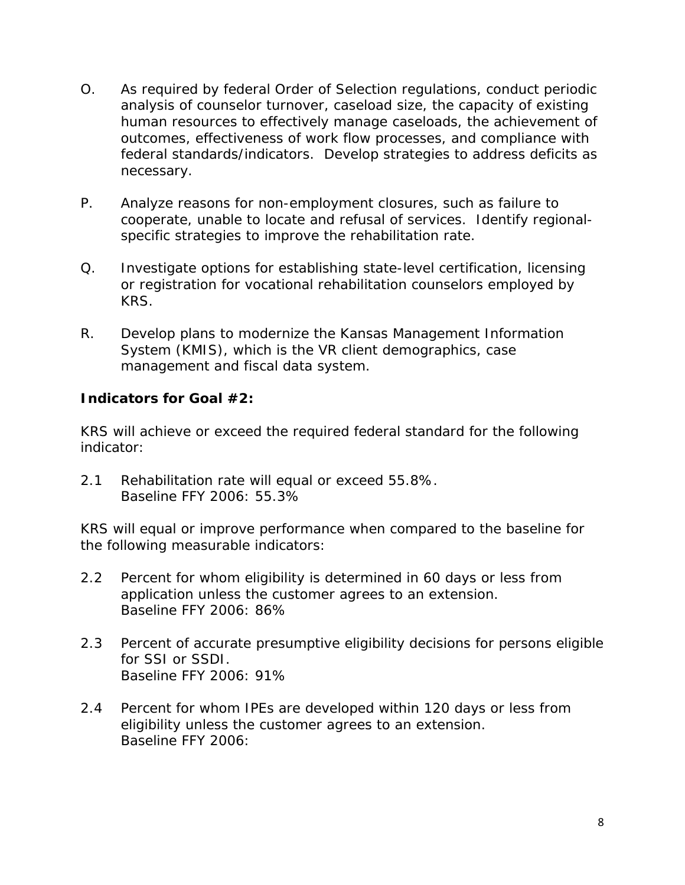O. As required by federal Order of Selection regulations, conduct periodic analysis of counselor turnover, caseload size, the capacity of existing human resources to effectively manage caseloads, the achievement of outcomes, effectiveness of work flow processes, and compliance with federal standards/indicators. Develop strategies to address deficits as necessary.

P. Analyze reasons for non-employment closures, such as failure to cooperate, unable to locate and refusal of services. Identify regional-specific strategies to improve the rehabilitation rate.

Q. Investigate options for establishing state-level certification, licensing or registration for vocational rehabilitation counselors employed by KRS.

R. Develop plans to modernize the Kansas Management Information System (KMIS), which is the VR client demographics, case management and fiscal data system.

**Indicators for Goal #2:**

KRS will achieve or exceed the required federal standard for the following indicator:

2.1 Rehabilitation rate will equal or exceed 55.8%.
Baseline FFY 2006: 55.3%

KRS will equal or improve performance when compared to the baseline for the following measurable indicators:

2.2 Percent for whom eligibility is determined in 60 days or less from application unless the customer agrees to an extension.
Baseline FFY 2006: 86%

2.3 Percent of accurate presumptive eligibility decisions for persons eligible for SSI or SSDI.
Baseline FFY 2006: 91%

2.4 Percent for whom IPEs are developed within 120 days or less from eligibility unless the customer agrees to an extension.
Baseline FFY 2006: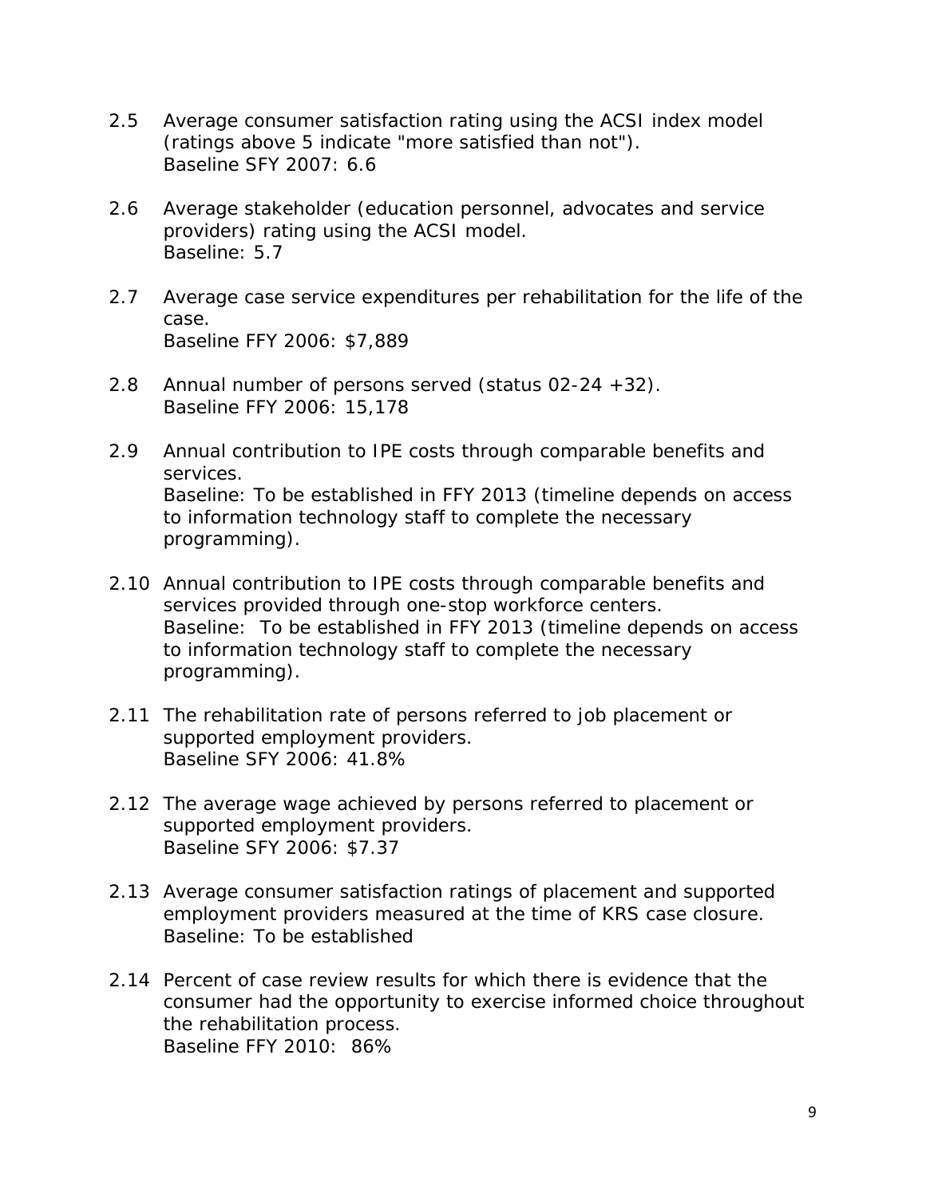2.5 Average consumer satisfaction rating using the ACSI index model (ratings above 5 indicate "more satisfied than not").
Baseline SFY 2007: 6.6

2.6 Average stakeholder (education personnel, advocates and service providers) rating using the ACSI model.
Baseline: 5.7

2.7 Average case service expenditures per rehabilitation for the life of the case.
Baseline FFY 2006: $7,889

2.8 Annual number of persons served (status 02-24 +32).
Baseline FFY 2006: 15,178

2.9 Annual contribution to IPE costs through comparable benefits and services.
Baseline: To be established in FFY 2013 (timeline depends on access to information technology staff to complete the necessary programming).

2.10 Annual contribution to IPE costs through comparable benefits and services provided through one-stop workforce centers.
Baseline: To be established in FFY 2013 (timeline depends on access to information technology staff to complete the necessary programming).

2.11 The rehabilitation rate of persons referred to job placement or supported employment providers.
Baseline SFY 2006: 41.8%

2.12 The average wage achieved by persons referred to placement or supported employment providers.
Baseline SFY 2006: $7.37

2.13 Average consumer satisfaction ratings of placement and supported employment providers measured at the time of KRS case closure.
Baseline: To be established

2.14 Percent of case review results for which there is evidence that the consumer had the opportunity to exercise informed choice throughout the rehabilitation process.
Baseline FFY 2010: 86%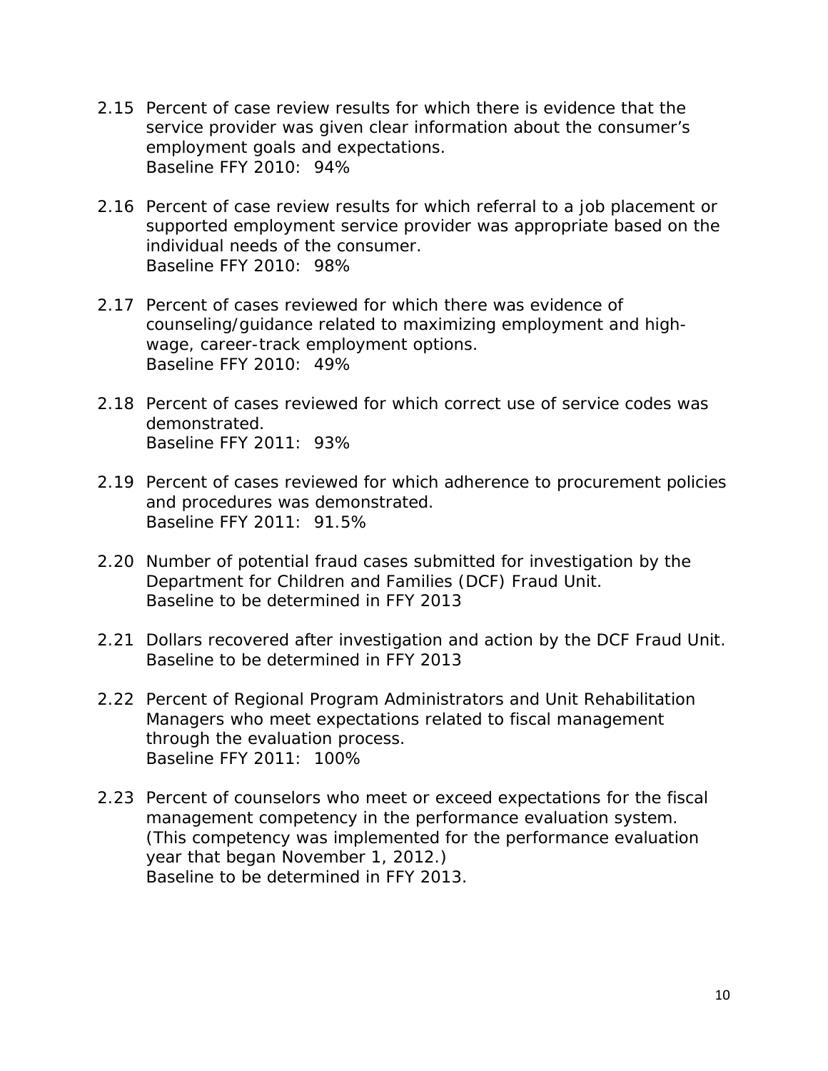2.15 Percent of case review results for which there is evidence that the service provider was given clear information about the consumer's employment goals and expectations.
Baseline FFY 2010: 94%

2.16 Percent of case review results for which referral to a job placement or supported employment service provider was appropriate based on the individual needs of the consumer.
Baseline FFY 2010: 98%

2.17 Percent of cases reviewed for which there was evidence of counseling/guidance related to maximizing employment and high-wage, career-track employment options.
Baseline FFY 2010: 49%

2.18 Percent of cases reviewed for which correct use of service codes was demonstrated.
Baseline FFY 2011: 93%

2.19 Percent of cases reviewed for which adherence to procurement policies and procedures was demonstrated.
Baseline FFY 2011: 91.5%

2.20 Number of potential fraud cases submitted for investigation by the Department for Children and Families (DCF) Fraud Unit.
Baseline to be determined in FFY 2013

2.21 Dollars recovered after investigation and action by the DCF Fraud Unit.
Baseline to be determined in FFY 2013

2.22 Percent of Regional Program Administrators and Unit Rehabilitation Managers who meet expectations related to fiscal management through the evaluation process.
Baseline FFY 2011: 100%

2.23 Percent of counselors who meet or exceed expectations for the fiscal management competency in the performance evaluation system. (This competency was implemented for the performance evaluation year that began November 1, 2012.)
Baseline to be determined in FFY 2013.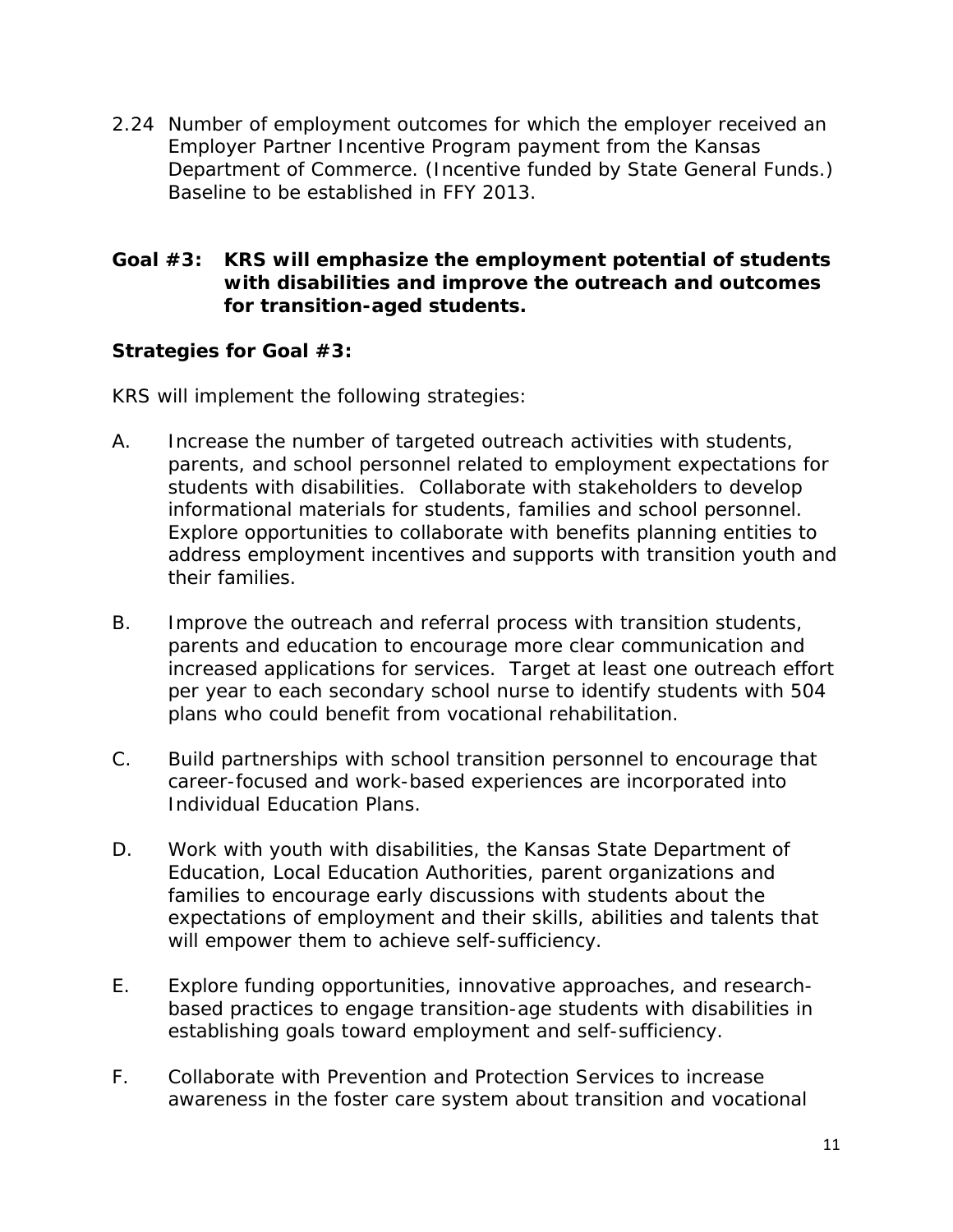2.24 Number of employment outcomes for which the employer received an Employer Partner Incentive Program payment from the Kansas Department of Commerce. (Incentive funded by State General Funds.) Baseline to be established in FFY 2013.

**Goal #3: KRS will emphasize the employment potential of students with disabilities and improve the outreach and outcomes for transition-aged students.**

**Strategies for Goal #3:**

KRS will implement the following strategies:

A. Increase the number of targeted outreach activities with students, parents, and school personnel related to employment expectations for students with disabilities. Collaborate with stakeholders to develop informational materials for students, families and school personnel. Explore opportunities to collaborate with benefits planning entities to address employment incentives and supports with transition youth and their families.

B. Improve the outreach and referral process with transition students, parents and education to encourage more clear communication and increased applications for services. Target at least one outreach effort per year to each secondary school nurse to identify students with 504 plans who could benefit from vocational rehabilitation.

C. Build partnerships with school transition personnel to encourage that career-focused and work-based experiences are incorporated into Individual Education Plans.

D. Work with youth with disabilities, the Kansas State Department of Education, Local Education Authorities, parent organizations and families to encourage early discussions with students about the expectations of employment and their skills, abilities and talents that will empower them to achieve self-sufficiency.

E. Explore funding opportunities, innovative approaches, and research-based practices to engage transition-age students with disabilities in establishing goals toward employment and self-sufficiency.

F. Collaborate with Prevention and Protection Services to increase awareness in the foster care system about transition and vocational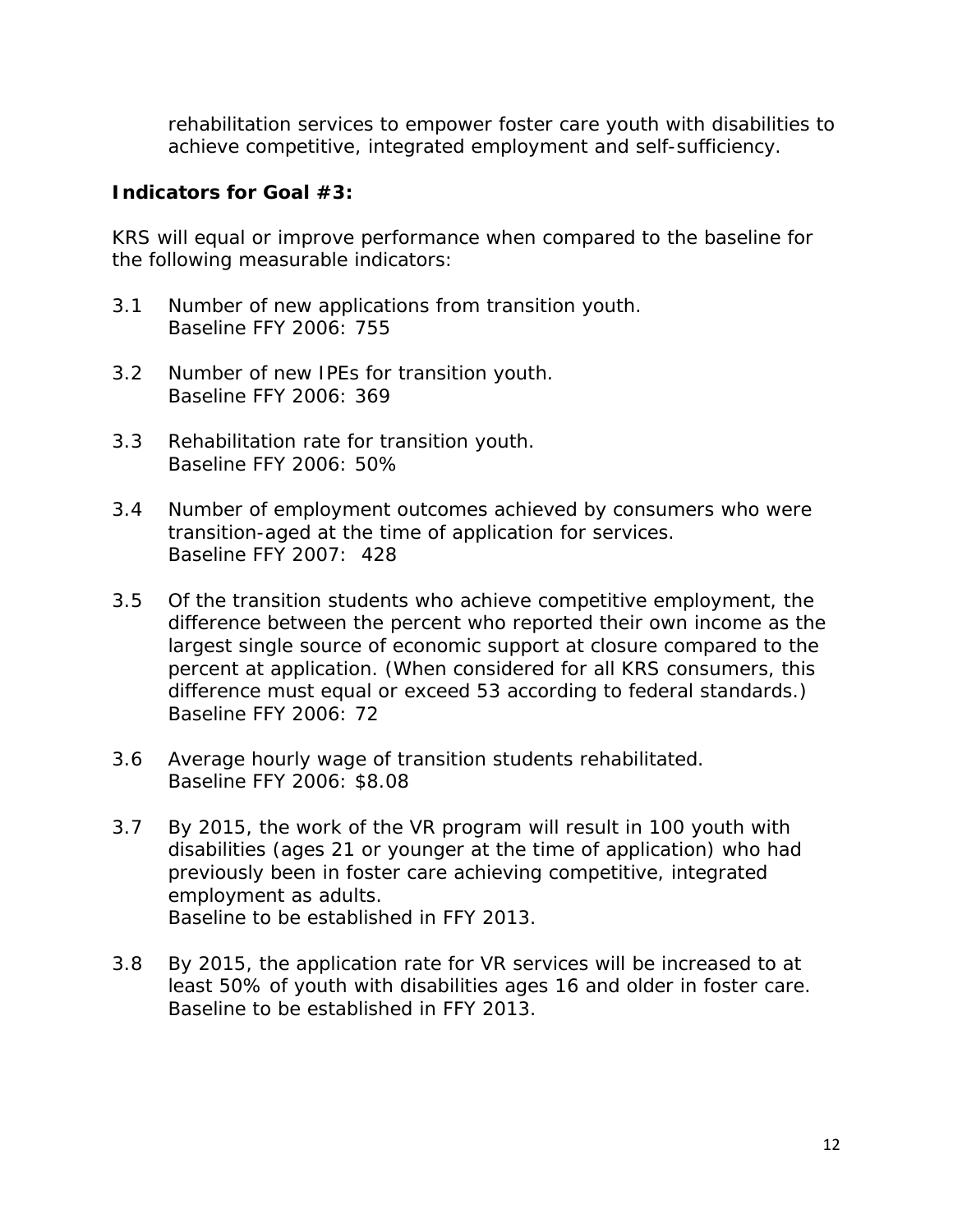rehabilitation services to empower foster care youth with disabilities to achieve competitive, integrated employment and self-sufficiency.

**Indicators for Goal #3:**

KRS will equal or improve performance when compared to the baseline for the following measurable indicators:

3.1 Number of new applications from transition youth.
Baseline FFY 2006: 755

3.2 Number of new IPEs for transition youth.
Baseline FFY 2006: 369

3.3 Rehabilitation rate for transition youth.
Baseline FFY 2006: 50%

3.4 Number of employment outcomes achieved by consumers who were transition-aged at the time of application for services.
Baseline FFY 2007: 428

3.5 Of the transition students who achieve competitive employment, the difference between the percent who reported their own income as the largest single source of economic support at closure compared to the percent at application. (When considered for all KRS consumers, this difference must equal or exceed 53 according to federal standards.)
Baseline FFY 2006: 72

3.6 Average hourly wage of transition students rehabilitated.
Baseline FFY 2006: $8.08

3.7 By 2015, the work of the VR program will result in 100 youth with disabilities (ages 21 or younger at the time of application) who had previously been in foster care achieving competitive, integrated employment as adults.
Baseline to be established in FFY 2013.

3.8 By 2015, the application rate for VR services will be increased to at least 50% of youth with disabilities ages 16 and older in foster care.
Baseline to be established in FFY 2013.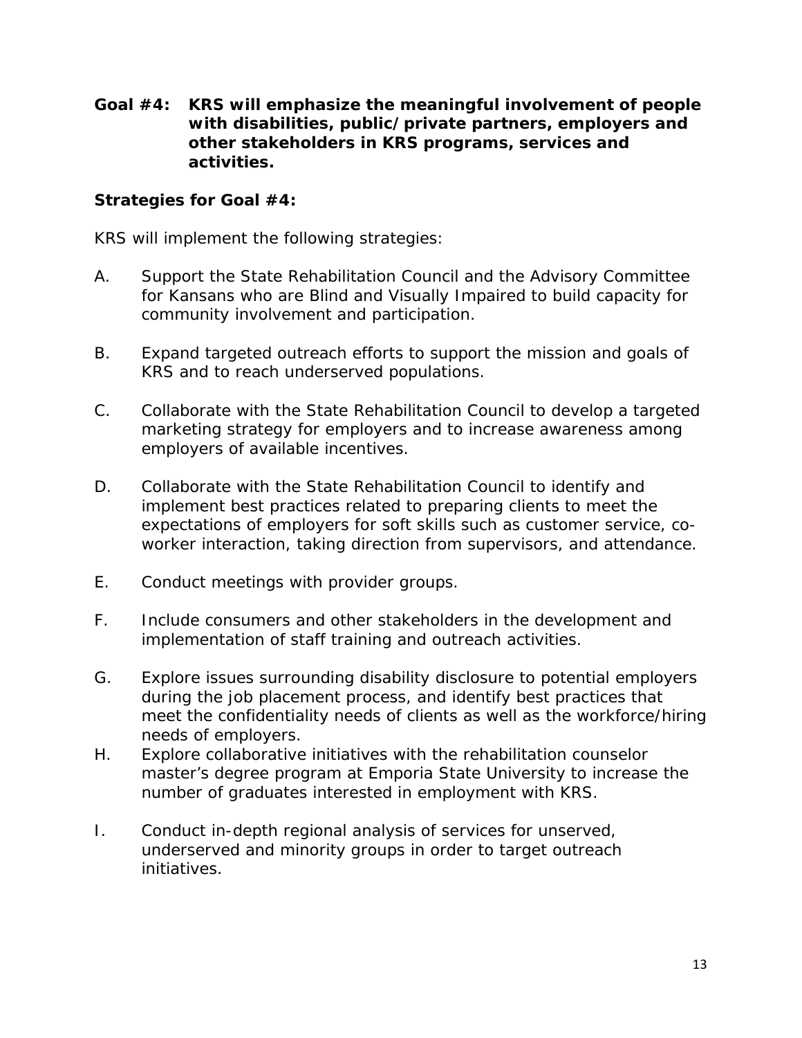**Goal #4: KRS will emphasize the meaningful involvement of people with disabilities, public/private partners, employers and other stakeholders in KRS programs, services and activities.**

**Strategies for Goal #4:**

KRS will implement the following strategies:

A. Support the State Rehabilitation Council and the Advisory Committee for Kansans who are Blind and Visually Impaired to build capacity for community involvement and participation.

B. Expand targeted outreach efforts to support the mission and goals of KRS and to reach underserved populations.

C. Collaborate with the State Rehabilitation Council to develop a targeted marketing strategy for employers and to increase awareness among employers of available incentives.

D. Collaborate with the State Rehabilitation Council to identify and implement best practices related to preparing clients to meet the expectations of employers for soft skills such as customer service, co-worker interaction, taking direction from supervisors, and attendance.

E. Conduct meetings with provider groups.

F. Include consumers and other stakeholders in the development and implementation of staff training and outreach activities.

G. Explore issues surrounding disability disclosure to potential employers during the job placement process, and identify best practices that meet the confidentiality needs of clients as well as the workforce/hiring needs of employers.

H. Explore collaborative initiatives with the rehabilitation counselor master's degree program at Emporia State University to increase the number of graduates interested in employment with KRS.

I. Conduct in-depth regional analysis of services for unserved, underserved and minority groups in order to target outreach initiatives.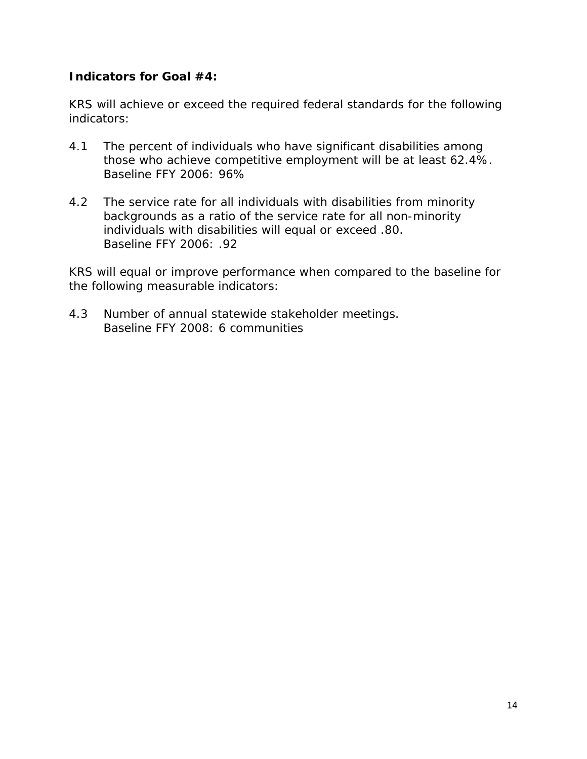**Indicators for Goal #4:**

KRS will achieve or exceed the required federal standards for the following indicators:

4.1 The percent of individuals who have significant disabilities among those who achieve competitive employment will be at least 62.4%.
Baseline FFY 2006: 96%

4.2 The service rate for all individuals with disabilities from minority backgrounds as a ratio of the service rate for all non-minority individuals with disabilities will equal or exceed .80.
Baseline FFY 2006: .92

KRS will equal or improve performance when compared to the baseline for the following measurable indicators:

4.3 Number of annual statewide stakeholder meetings.
Baseline FFY 2008: 6 communities